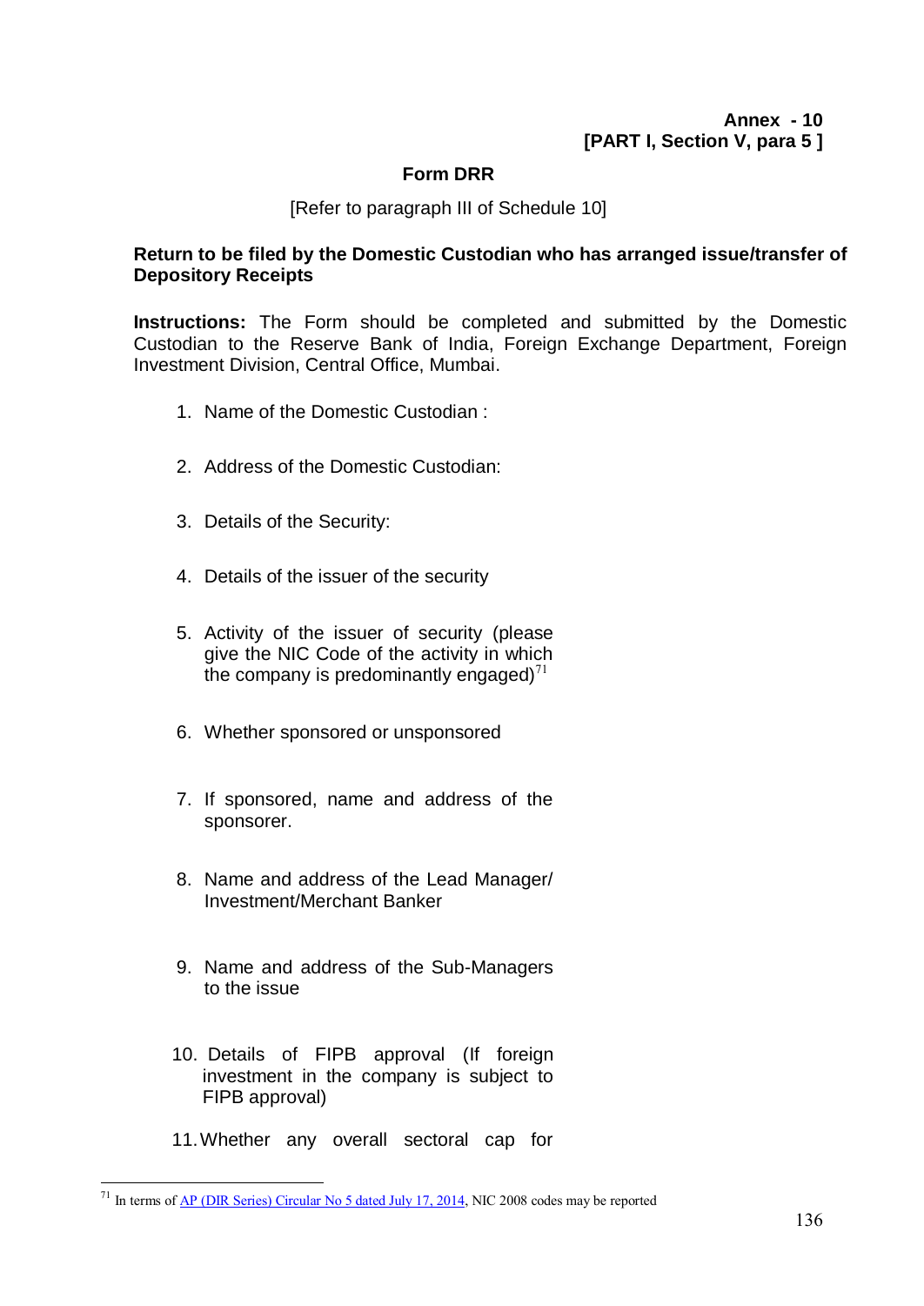**Annex - 10**
**[PART I, Section V, para 5 ]**

## Form DRR

[Refer to paragraph III of Schedule 10]

**Return to be filed by the Domestic Custodian who has arranged issue/transfer of Depository Receipts**

**Instructions:** The Form should be completed and submitted by the Domestic Custodian to the Reserve Bank of India, Foreign Exchange Department, Foreign Investment Division, Central Office, Mumbai.

1. Name of the Domestic Custodian :

2. Address of the Domestic Custodian:

3. Details of the Security:

4. Details of the issuer of the security

5. Activity of the issuer of security (please give the NIC Code of the activity in which the company is predominantly engaged)[71]

6. Whether sponsored or unsponsored

7. If sponsored, name and address of the sponsorer.

8. Name and address of the Lead Manager/ Investment/Merchant Banker

9. Name and address of the Sub-Managers to the issue

10. Details of FIPB approval (If foreign investment in the company is subject to FIPB approval)

11. Whether any overall sectoral cap for

---

[71] In terms of AP (DIR Series) Circular No 5 dated July 17, 2014, NIC 2008 codes may be reported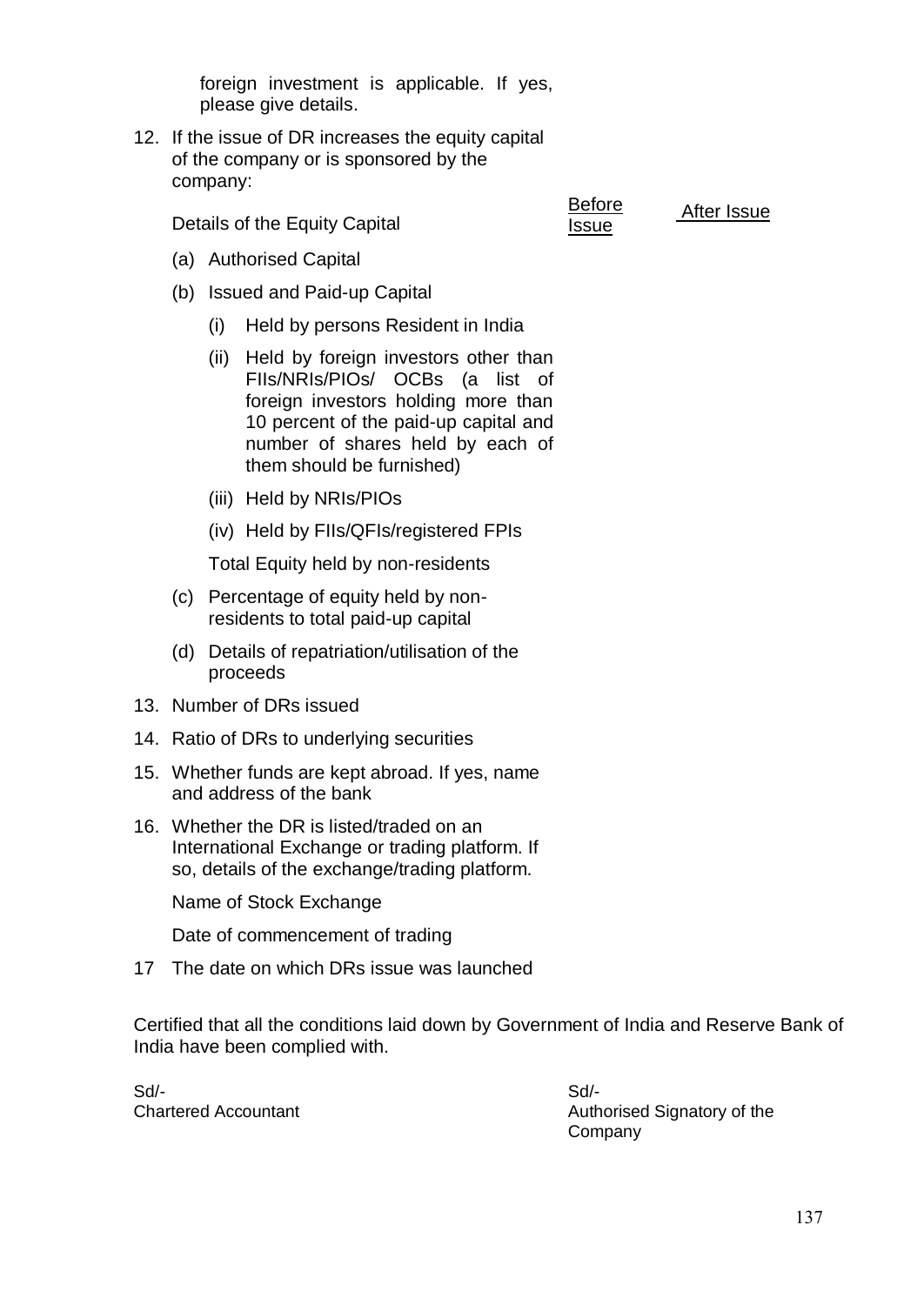foreign investment is applicable. If yes, please give details.

12. If the issue of DR increases the equity capital of the company or is sponsored by the company:

| Details of the Equity Capital | Before Issue | After Issue |
|---|---|---|
| (a) Authorised Capital | | |
| (b) Issued and Paid-up Capital | | |
| (i) Held by persons Resident in India | | |
| (ii) Held by foreign investors other than FIIs/NRIs/PIOs/ OCBs (a list of foreign investors holding more than 10 percent of the paid-up capital and number of shares held by each of them should be furnished) | | |
| (iii) Held by NRIs/PIOs | | |
| (iv) Held by FIIs/QFIs/registered FPIs | | |
| Total Equity held by non-residents | | |
| (c) Percentage of equity held by non-residents to total paid-up capital | | |
| (d) Details of repatriation/utilisation of the proceeds | | |

13. Number of DRs issued
14. Ratio of DRs to underlying securities
15. Whether funds are kept abroad. If yes, name and address of the bank
16. Whether the DR is listed/traded on an International Exchange or trading platform. If so, details of the exchange/trading platform.

    Name of Stock Exchange

    Date of commencement of trading

17. The date on which DRs issue was launched

Certified that all the conditions laid down by Government of India and Reserve Bank of India have been complied with.

Sd/-
Chartered Accountant

Sd/-
Authorised Signatory of the Company